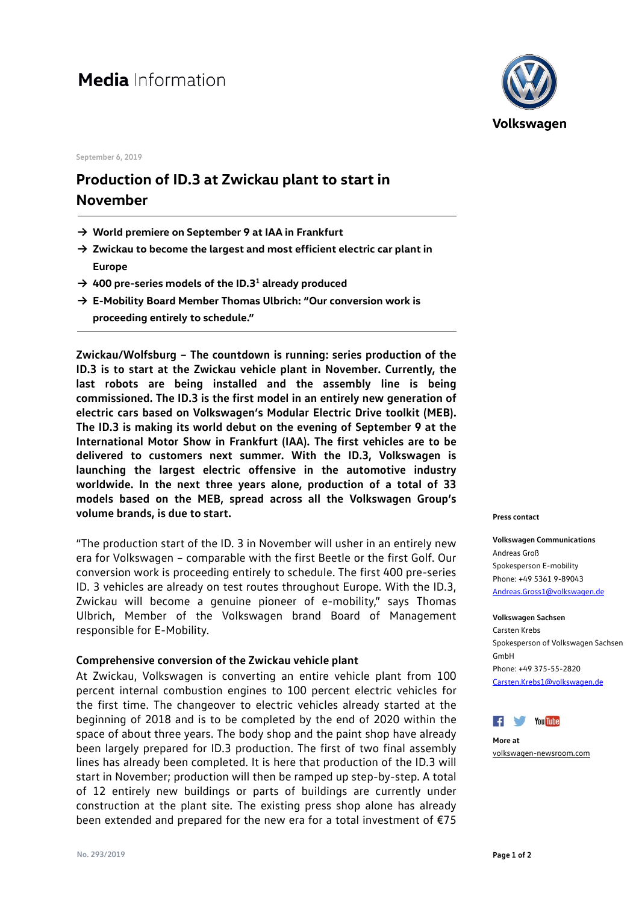# Media Information

Volkswagen

September 6, 2019

## Production of ID.3 at Zwickau plant to start in November

→ **World premiere on September 9 at IAA in Frankfurt**

→ **Zwickau to become the largest and most efficient electric car plant in Europe**

→ **400 pre-series models of the ID.3[1] already produced**

→ **E-Mobility Board Member Thomas Ulbrich: "Our conversion work is proceeding entirely to schedule."**

**Zwickau/Wolfsburg – The countdown is running: series production of the ID.3 is to start at the Zwickau vehicle plant in November. Currently, the last robots are being installed and the assembly line is being commissioned. The ID.3 is the first model in an entirely new generation of electric cars based on Volkswagen's Modular Electric Drive toolkit (MEB). The ID.3 is making its world debut on the evening of September 9 at the International Motor Show in Frankfurt (IAA). The first vehicles are to be delivered to customers next summer. With the ID.3, Volkswagen is launching the largest electric offensive in the automotive industry worldwide. In the next three years alone, production of a total of 33 models based on the MEB, spread across all the Volkswagen Group's volume brands, is due to start.**

"The production start of the ID. 3 in November will usher in an entirely new era for Volkswagen – comparable with the first Beetle or the first Golf. Our conversion work is proceeding entirely to schedule. The first 400 pre-series ID. 3 vehicles are already on test routes throughout Europe. With the ID.3, Zwickau will become a genuine pioneer of e-mobility," says Thomas Ulbrich, Member of the Volkswagen brand Board of Management responsible for E-Mobility.

### Comprehensive conversion of the Zwickau vehicle plant

At Zwickau, Volkswagen is converting an entire vehicle plant from 100 percent internal combustion engines to 100 percent electric vehicles for the first time. The changeover to electric vehicles already started at the beginning of 2018 and is to be completed by the end of 2020 within the space of about three years. The body shop and the paint shop have already been largely prepared for ID.3 production. The first of two final assembly lines has already been completed. It is here that production of the ID.3 will start in November; production will then be ramped up step-by-step. A total of 12 entirely new buildings or parts of buildings are currently under construction at the plant site. The existing press shop alone has already been extended and prepared for the new era for a total investment of €75

**Press contact**

**Volkswagen Communications**
Andreas Groß
Spokesperson E-mobility
Phone: +49 5361 9-89043
Andreas.Gross1@volkswagen.de

**Volkswagen Sachsen**
Carsten Krebs
Spokesperson of Volkswagen Sachsen GmbH
Phone: +49 375-55-2820
Carsten.Krebs1@volkswagen.de

**More at**
volkswagen-newsroom.com

No. 293/2019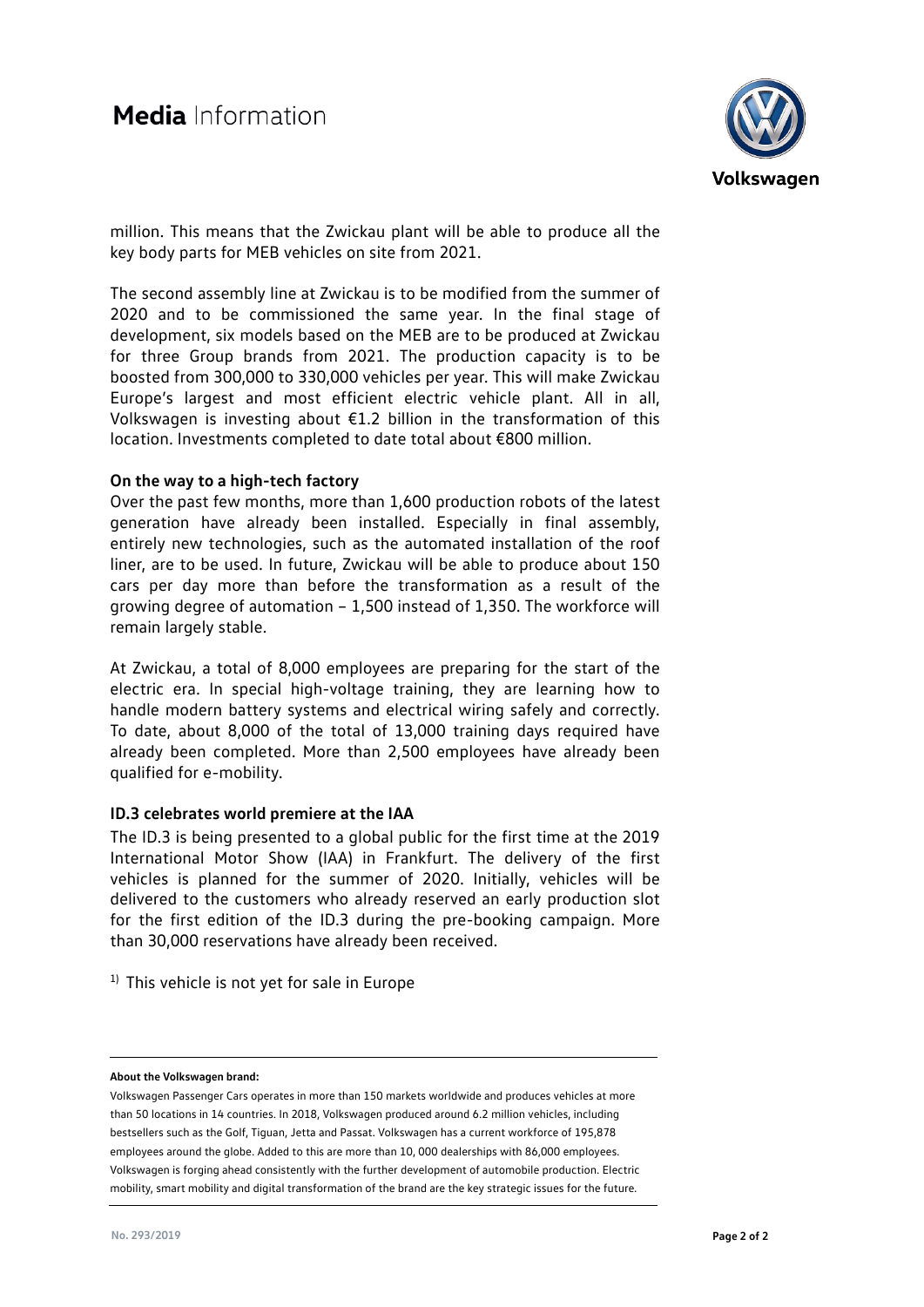million. This means that the Zwickau plant will be able to produce all the key body parts for MEB vehicles on site from 2021.

The second assembly line at Zwickau is to be modified from the summer of 2020 and to be commissioned the same year. In the final stage of development, six models based on the MEB are to be produced at Zwickau for three Group brands from 2021. The production capacity is to be boosted from 300,000 to 330,000 vehicles per year. This will make Zwickau Europe's largest and most efficient electric vehicle plant. All in all, Volkswagen is investing about €1.2 billion in the transformation of this location. Investments completed to date total about €800 million.

**On the way to a high-tech factory**

Over the past few months, more than 1,600 production robots of the latest generation have already been installed. Especially in final assembly, entirely new technologies, such as the automated installation of the roof liner, are to be used. In future, Zwickau will be able to produce about 150 cars per day more than before the transformation as a result of the growing degree of automation – 1,500 instead of 1,350. The workforce will remain largely stable.

At Zwickau, a total of 8,000 employees are preparing for the start of the electric era. In special high-voltage training, they are learning how to handle modern battery systems and electrical wiring safely and correctly. To date, about 8,000 of the total of 13,000 training days required have already been completed. More than 2,500 employees have already been qualified for e-mobility.

**ID.3 celebrates world premiere at the IAA**

The ID.3 is being presented to a global public for the first time at the 2019 International Motor Show (IAA) in Frankfurt. The delivery of the first vehicles is planned for the summer of 2020. Initially, vehicles will be delivered to the customers who already reserved an early production slot for the first edition of the ID.3 during the pre-booking campaign. More than 30,000 reservations have already been received.

[1] This vehicle is not yet for sale in Europe

---

**About the Volkswagen brand:**

Volkswagen Passenger Cars operates in more than 150 markets worldwide and produces vehicles at more than 50 locations in 14 countries. In 2018, Volkswagen produced around 6.2 million vehicles, including bestsellers such as the Golf, Tiguan, Jetta and Passat. Volkswagen has a current workforce of 195,878 employees around the globe. Added to this are more than 10, 000 dealerships with 86,000 employees. Volkswagen is forging ahead consistently with the further development of automobile production. Electric mobility, smart mobility and digital transformation of the brand are the key strategic issues for the future.

No. 293/2019